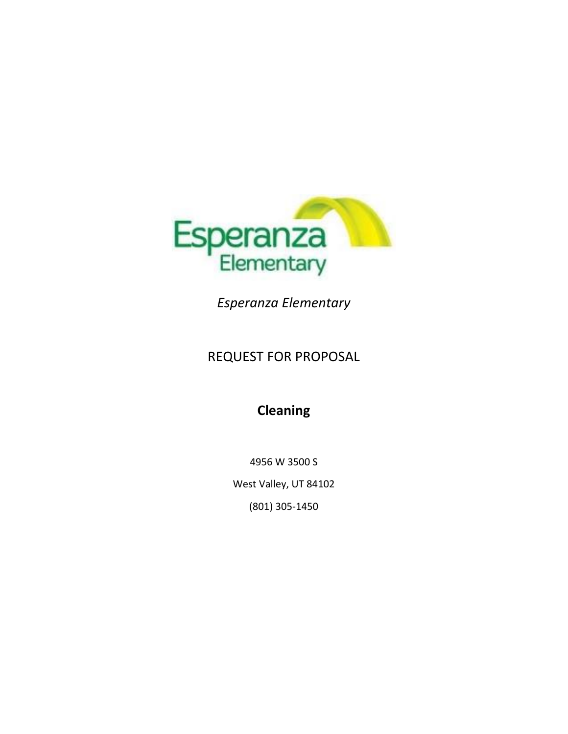*Esperanza Elementary*

# REQUEST FOR PROPOSAL

## **Cleaning**

4956 W 3500 S

West Valley, UT 84102

(801) 305-1450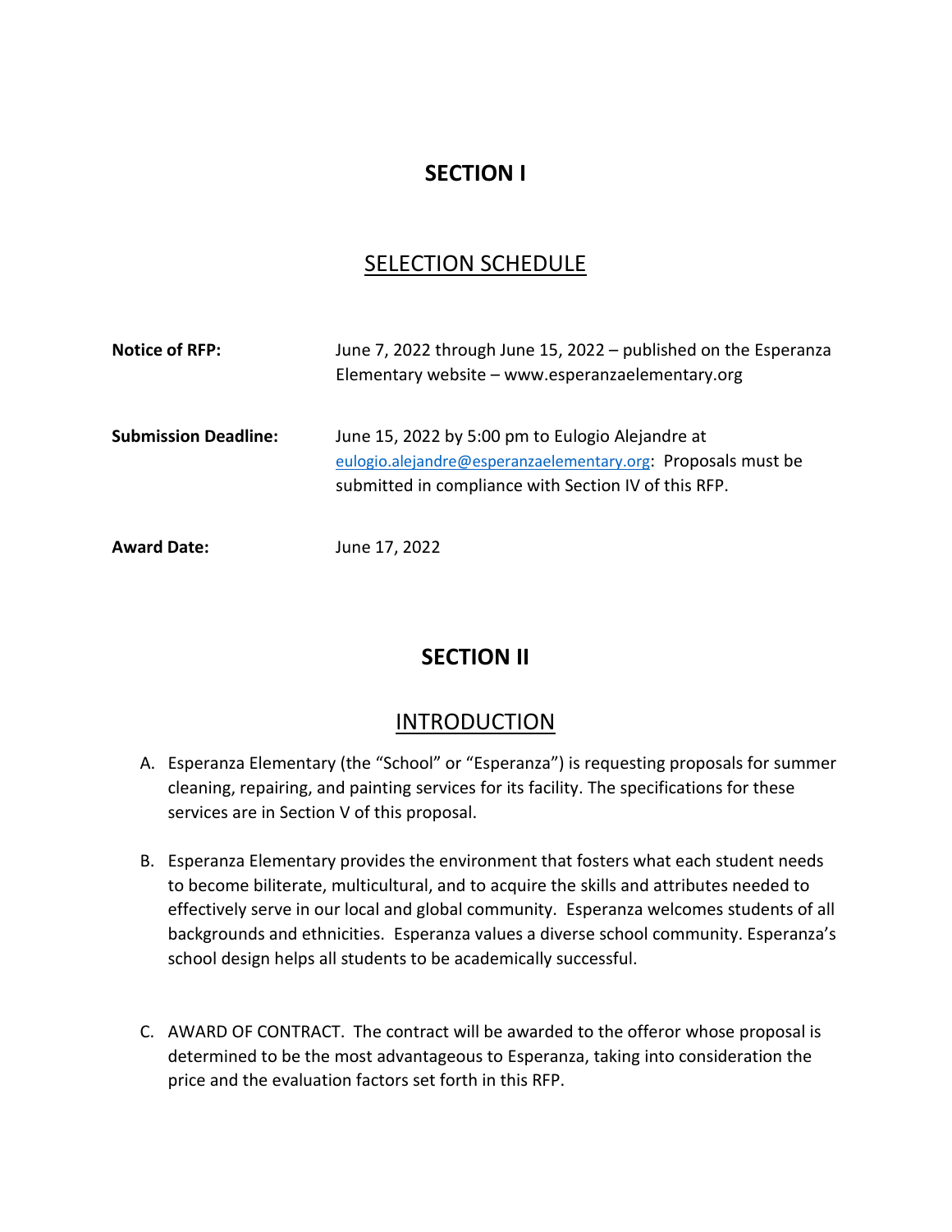# SECTION I

## SELECTION SCHEDULE

**Notice of RFP:** June 7, 2022 through June 15, 2022 – published on the Esperanza Elementary website – www.esperanzaelementary.org

**Submission Deadline:** June 15, 2022 by 5:00 pm to Eulogio Alejandre at eulogio.alejandre@esperanzaelementary.org: Proposals must be submitted in compliance with Section IV of this RFP.

**Award Date:** June 17, 2022

# SECTION II

## INTRODUCTION

A. Esperanza Elementary (the "School" or "Esperanza") is requesting proposals for summer cleaning, repairing, and painting services for its facility. The specifications for these services are in Section V of this proposal.

B. Esperanza Elementary provides the environment that fosters what each student needs to become biliterate, multicultural, and to acquire the skills and attributes needed to effectively serve in our local and global community. Esperanza welcomes students of all backgrounds and ethnicities. Esperanza values a diverse school community. Esperanza's school design helps all students to be academically successful.

C. AWARD OF CONTRACT. The contract will be awarded to the offeror whose proposal is determined to be the most advantageous to Esperanza, taking into consideration the price and the evaluation factors set forth in this RFP.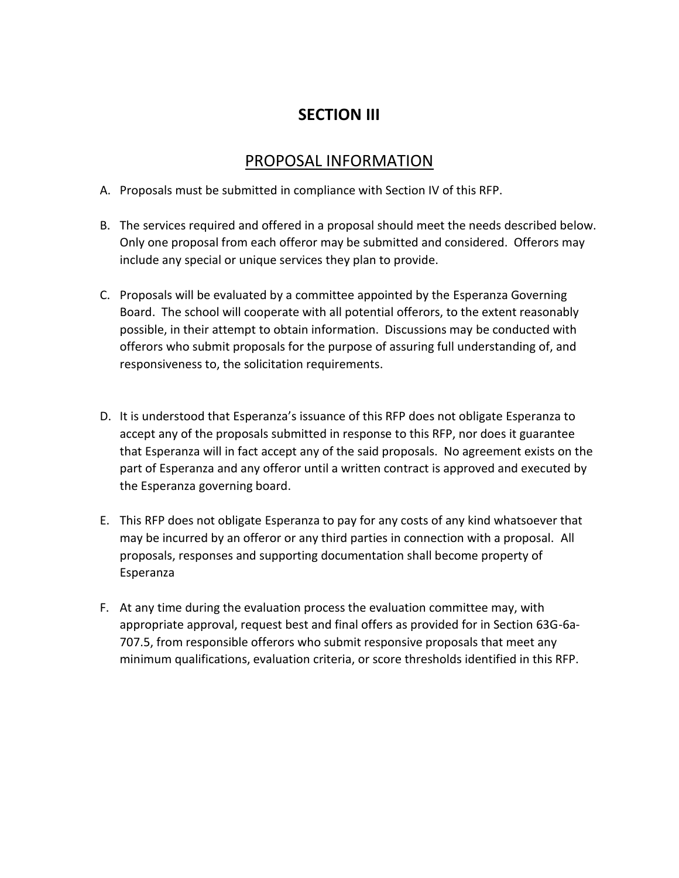# SECTION III

## PROPOSAL INFORMATION

A. Proposals must be submitted in compliance with Section IV of this RFP.

B. The services required and offered in a proposal should meet the needs described below. Only one proposal from each offeror may be submitted and considered. Offerors may include any special or unique services they plan to provide.

C. Proposals will be evaluated by a committee appointed by the Esperanza Governing Board. The school will cooperate with all potential offerors, to the extent reasonably possible, in their attempt to obtain information. Discussions may be conducted with offerors who submit proposals for the purpose of assuring full understanding of, and responsiveness to, the solicitation requirements.

D. It is understood that Esperanza's issuance of this RFP does not obligate Esperanza to accept any of the proposals submitted in response to this RFP, nor does it guarantee that Esperanza will in fact accept any of the said proposals. No agreement exists on the part of Esperanza and any offeror until a written contract is approved and executed by the Esperanza governing board.

E. This RFP does not obligate Esperanza to pay for any costs of any kind whatsoever that may be incurred by an offeror or any third parties in connection with a proposal. All proposals, responses and supporting documentation shall become property of Esperanza

F. At any time during the evaluation process the evaluation committee may, with appropriate approval, request best and final offers as provided for in Section 63G-6a-707.5, from responsible offerors who submit responsive proposals that meet any minimum qualifications, evaluation criteria, or score thresholds identified in this RFP.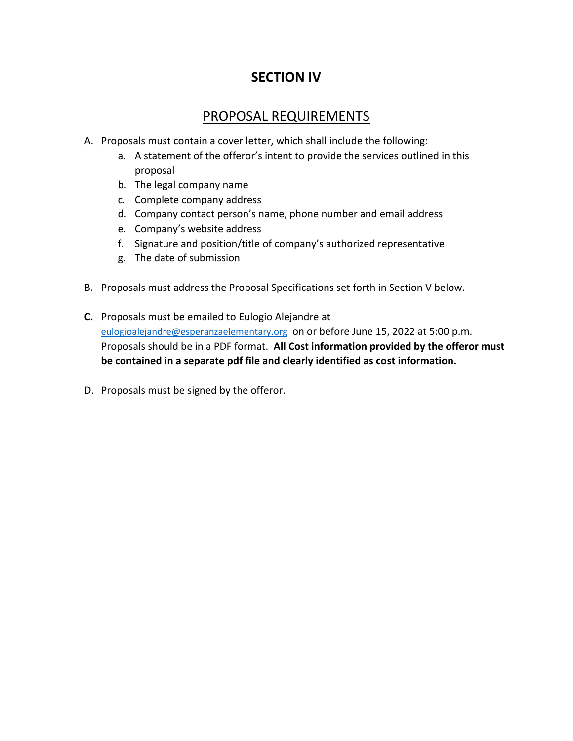# SECTION IV

## PROPOSAL REQUIREMENTS

A. Proposals must contain a cover letter, which shall include the following:
   a. A statement of the offeror's intent to provide the services outlined in this proposal
   b. The legal company name
   c. Complete company address
   d. Company contact person's name, phone number and email address
   e. Company's website address
   f. Signature and position/title of company's authorized representative
   g. The date of submission

B. Proposals must address the Proposal Specifications set forth in Section V below.

**C.** Proposals must be emailed to Eulogio Alejandre at eulogioalejandre@esperanzaelementary.org on or before June 15, 2022 at 5:00 p.m. Proposals should be in a PDF format. **All Cost information provided by the offeror must be contained in a separate pdf file and clearly identified as cost information.**

D. Proposals must be signed by the offeror.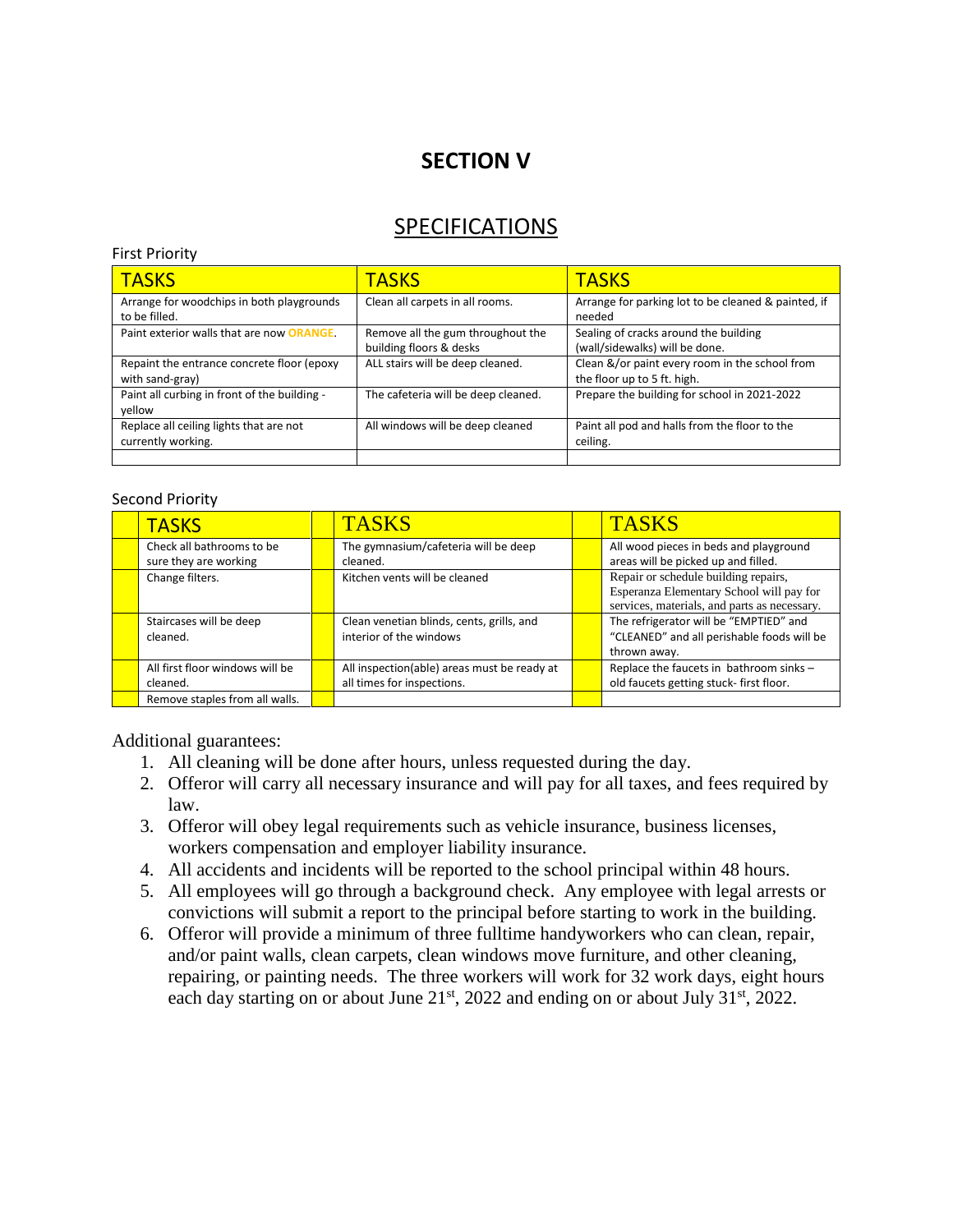# SECTION V

## SPECIFICATIONS

First Priority

| TASKS | TASKS | TASKS |
|---|---|---|
| Arrange for woodchips in both playgrounds to be filled. | Clean all carpets in all rooms. | Arrange for parking lot to be cleaned & painted, if needed |
| Paint exterior walls that are now **ORANGE**. | Remove all the gum throughout the building floors & desks | Sealing of cracks around the building (wall/sidewalks) will be done. |
| Repaint the entrance concrete floor (epoxy with sand-gray) | ALL stairs will be deep cleaned. | Clean &/or paint every room in the school from the floor up to 5 ft. high. |
| Paint all curbing in front of the building - yellow | The cafeteria will be deep cleaned. | Prepare the building for school in 2021-2022 |
| Replace all ceiling lights that are not currently working. | All windows will be deep cleaned | Paint all pod and halls from the floor to the ceiling. |
| | | |

Second Priority

| TASKS | TASKS | TASKS |
|---|---|---|
| Check all bathrooms to be sure they are working | The gymnasium/cafeteria will be deep cleaned. | All wood pieces in beds and playground areas will be picked up and filled. |
| Change filters. | Kitchen vents will be cleaned | Repair or schedule building repairs, Esperanza Elementary School will pay for services, materials, and parts as necessary. |
| Staircases will be deep cleaned. | Clean venetian blinds, cents, grills, and interior of the windows | The refrigerator will be "EMPTIED" and "CLEANED" and all perishable foods will be thrown away. |
| All first floor windows will be cleaned. | All inspection(able) areas must be ready at all times for inspections. | Replace the faucets in bathroom sinks – old faucets getting stuck- first floor. |
| Remove staples from all walls. | | |

Additional guarantees:

1. All cleaning will be done after hours, unless requested during the day.
2. Offeror will carry all necessary insurance and will pay for all taxes, and fees required by law.
3. Offeror will obey legal requirements such as vehicle insurance, business licenses, workers compensation and employer liability insurance.
4. All accidents and incidents will be reported to the school principal within 48 hours.
5. All employees will go through a background check. Any employee with legal arrests or convictions will submit a report to the principal before starting to work in the building.
6. Offeror will provide a minimum of three fulltime handyworkers who can clean, repair, and/or paint walls, clean carpets, clean windows move furniture, and other cleaning, repairing, or painting needs. The three workers will work for 32 work days, eight hours each day starting on or about June 21st, 2022 and ending on or about July 31st, 2022.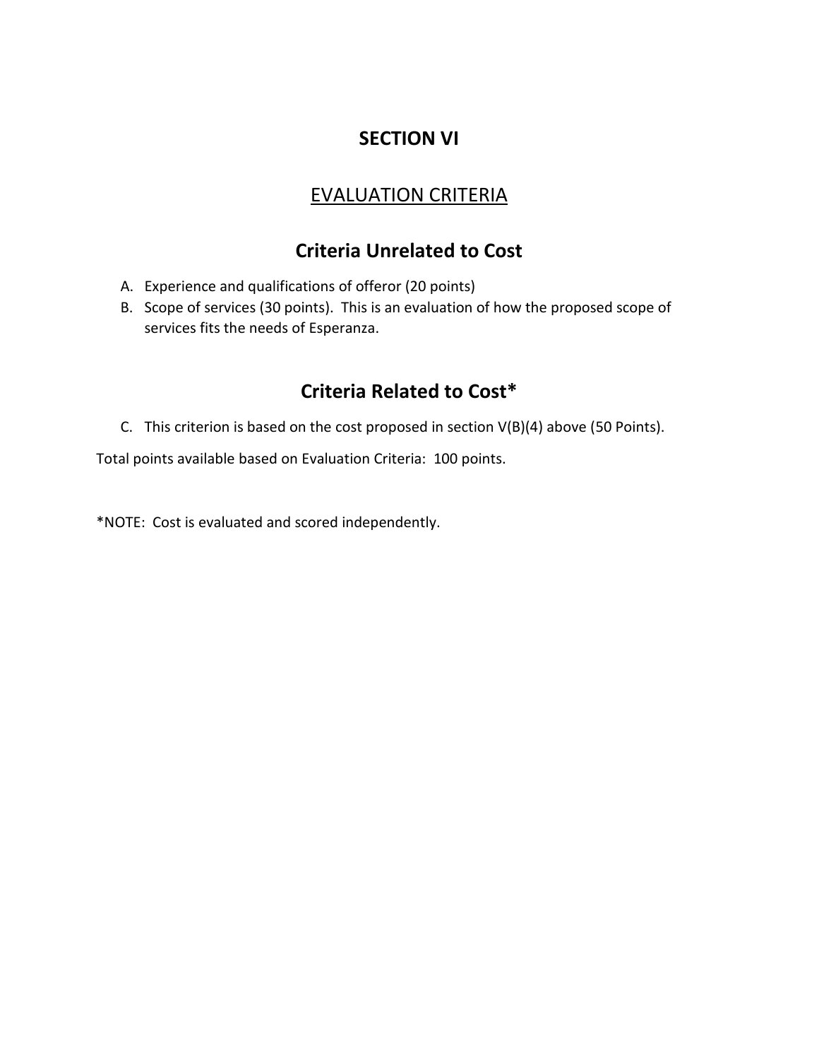# SECTION VI

## EVALUATION CRITERIA

### Criteria Unrelated to Cost

A. Experience and qualifications of offeror (20 points)
B. Scope of services (30 points). This is an evaluation of how the proposed scope of services fits the needs of Esperanza.

### Criteria Related to Cost*

C. This criterion is based on the cost proposed in section V(B)(4) above (50 Points).

Total points available based on Evaluation Criteria: 100 points.

*NOTE: Cost is evaluated and scored independently.